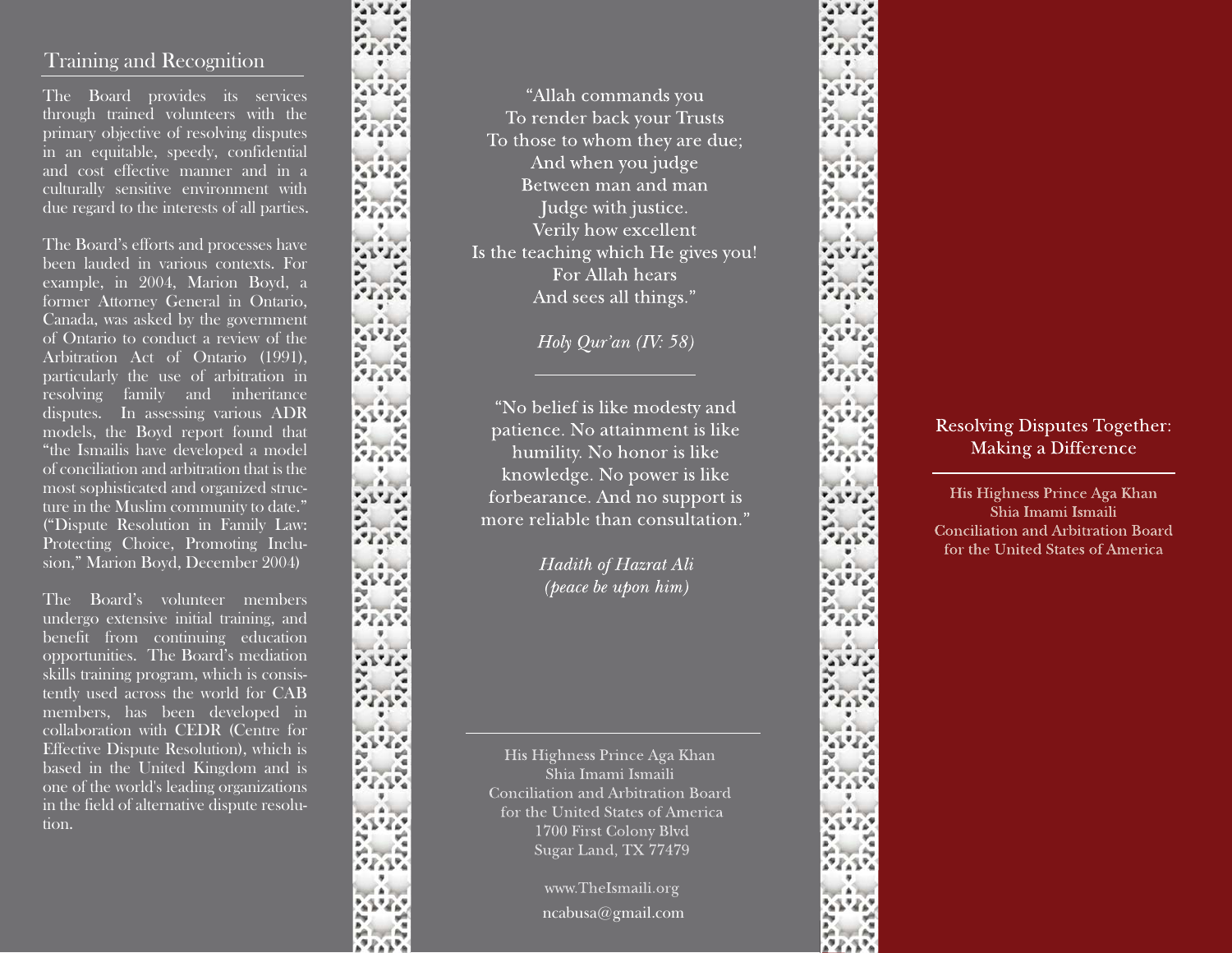## Training and Recognition

The Board provides its services through trained volunteers with the primary objective of resolving disputes in an equitable, speedy, confidential and cost effective manner and in a culturally sensitive environment with due regard to the interests of all parties.

The Board's efforts and processes have been lauded in various contexts. For example, in 2004, Marion Boyd, a former Attorney General in Ontario, Canada, was asked by the government of Ontario to conduct a review of the Arbitration Act of Ontario (1991), particularly the use of arbitration in resolving family and inheritance disputes. In assessing various ADR models, the Boyd report found that "the Ismailis have developed a model of conciliation and arbitration that is the most sophisticated and organized structure in the Muslim community to date." ("Dispute Resolution in Family Law: Protecting Choice, Promoting Inclusion," Marion Boyd, December 2004)

The Board's volunteer members undergo extensive initial training, and benefit from continuing education opportunities. The Board's mediation skills training program, which is consistently used across the world for CAB members, has been developed in collaboration with CEDR (Centre for Effective Dispute Resolution), which is based in the United Kingdom and is one of the world's leading organizations in the field of alternative dispute resolution.

"Allah commands you
To render back your Trusts
To those to whom they are due;
And when you judge
Between man and man
Judge with justice.
Verily how excellent
Is the teaching which He gives you!
For Allah hears
And sees all things."

*Holy Qur'an (IV: 58)*

---

"No belief is like modesty and patience. No attainment is like humility. No honor is like knowledge. No power is like forbearance. And no support is more reliable than consultation."

*Hadith of Hazrat Ali (peace be upon him)*

---

His Highness Prince Aga Khan
Shia Imami Ismaili
Conciliation and Arbitration Board
for the United States of America
1700 First Colony Blvd
Sugar Land, TX 77479

www.TheIsmaili.org
ncabusa@gmail.com

# Resolving Disputes Together: Making a Difference

---

His Highness Prince Aga Khan
Shia Imami Ismaili
Conciliation and Arbitration Board
for the United States of America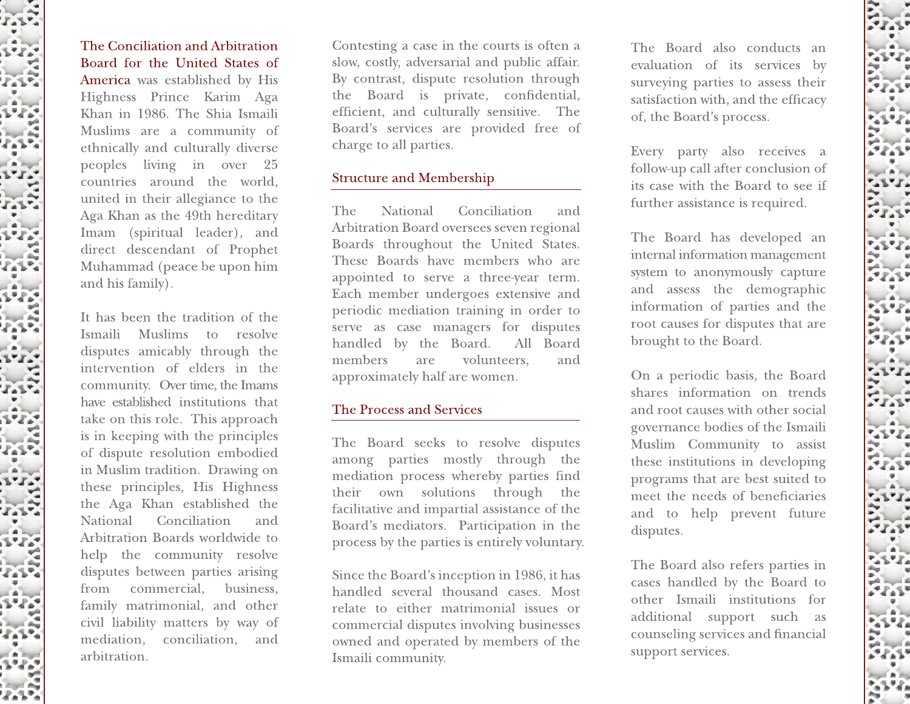**The Conciliation and Arbitration Board for the United States of America** was established by His Highness Prince Karim Aga Khan in 1986. The Shia Ismaili Muslims are a community of ethnically and culturally diverse peoples living in over 25 countries around the world, united in their allegiance to the Aga Khan as the 49th hereditary Imam (spiritual leader), and direct descendant of Prophet Muhammad (peace be upon him and his family).

It has been the tradition of the Ismaili Muslims to resolve disputes amicably through the intervention of elders in the community. Over time, the Imams have established institutions that take on this role. This approach is in keeping with the principles of dispute resolution embodied in Muslim tradition. Drawing on these principles, His Highness the Aga Khan established the National Conciliation and Arbitration Boards worldwide to help the community resolve disputes between parties arising from commercial, business, family matrimonial, and other civil liability matters by way of mediation, conciliation, and arbitration.

Contesting a case in the courts is often a slow, costly, adversarial and public affair. By contrast, dispute resolution through the Board is private, confidential, efficient, and culturally sensitive. The Board's services are provided free of charge to all parties.

## Structure and Membership

The National Conciliation and Arbitration Board oversees seven regional Boards throughout the United States. These Boards have members who are appointed to serve a three-year term. Each member undergoes extensive and periodic mediation training in order to serve as case managers for disputes handled by the Board. All Board members are volunteers, and approximately half are women.

## The Process and Services

The Board seeks to resolve disputes among parties mostly through the mediation process whereby parties find their own solutions through the facilitative and impartial assistance of the Board's mediators. Participation in the process by the parties is entirely voluntary.

Since the Board's inception in 1986, it has handled several thousand cases. Most relate to either matrimonial issues or commercial disputes involving businesses owned and operated by members of the Ismaili community.

The Board also conducts an evaluation of its services by surveying parties to assess their satisfaction with, and the efficacy of, the Board's process.

Every party also receives a follow-up call after conclusion of its case with the Board to see if further assistance is required.

The Board has developed an internal information management system to anonymously capture and assess the demographic information of parties and the root causes for disputes that are brought to the Board.

On a periodic basis, the Board shares information on trends and root causes with other social governance bodies of the Ismaili Muslim Community to assist these institutions in developing programs that are best suited to meet the needs of beneficiaries and to help prevent future disputes.

The Board also refers parties in cases handled by the Board to other Ismaili institutions for additional support such as counseling services and financial support services.